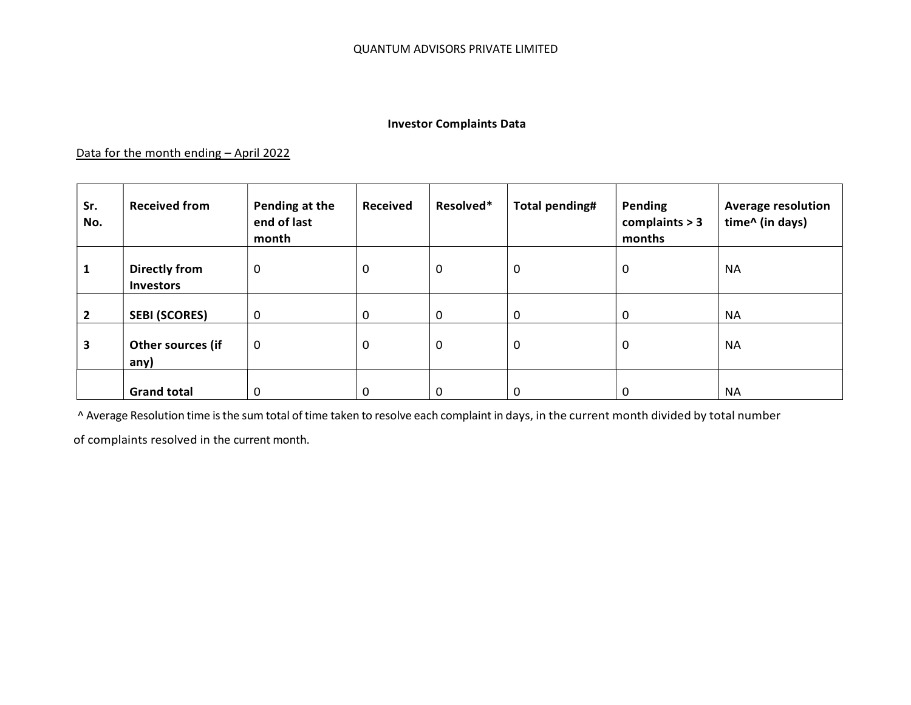QUANTUM ADVISORS PRIVATE LIMITED

## Investor Complaints Data

Data for the month ending – April 2022

| Sr. No. | Received from | Pending at the end of last month | Received | Resolved* | Total pending# | Pending complaints > 3 months | Average resolution time^ (in days) |
|---|---|---|---|---|---|---|---|
| **1** | **Directly from Investors** | 0 | 0 | 0 | 0 | 0 | NA |
| **2** | **SEBI (SCORES)** | 0 | 0 | 0 | 0 | 0 | NA |
| **3** | **Other sources (if any)** | 0 | 0 | 0 | 0 | 0 | NA |
| | **Grand total** | 0 | 0 | 0 | 0 | 0 | NA |

^ Average Resolution time is the sum total of time taken to resolve each complaint in days, in the current month divided by total number of complaints resolved in the current month.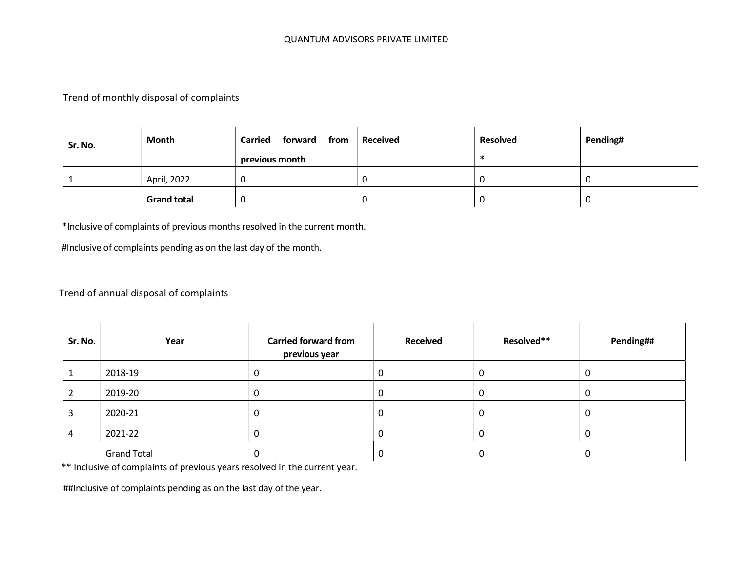QUANTUM ADVISORS PRIVATE LIMITED

Trend of monthly disposal of complaints

| Sr. No. | Month | Carried forward from previous month | Received | Resolved * | Pending# |
|---|---|---|---|---|---|
| 1 | April, 2022 | 0 | 0 | 0 | 0 |
| | **Grand total** | 0 | 0 | 0 | 0 |

*Inclusive of complaints of previous months resolved in the current month.

#Inclusive of complaints pending as on the last day of the month.

Trend of annual disposal of complaints

| Sr. No. | Year | Carried forward from previous year | Received | Resolved** | Pending## |
|---|---|---|---|---|---|
| 1 | 2018-19 | 0 | 0 | 0 | 0 |
| 2 | 2019-20 | 0 | 0 | 0 | 0 |
| 3 | 2020-21 | 0 | 0 | 0 | 0 |
| 4 | 2021-22 | 0 | 0 | 0 | 0 |
| | Grand Total | 0 | 0 | 0 | 0 |

** Inclusive of complaints of previous years resolved in the current year.

##Inclusive of complaints pending as on the last day of the year.